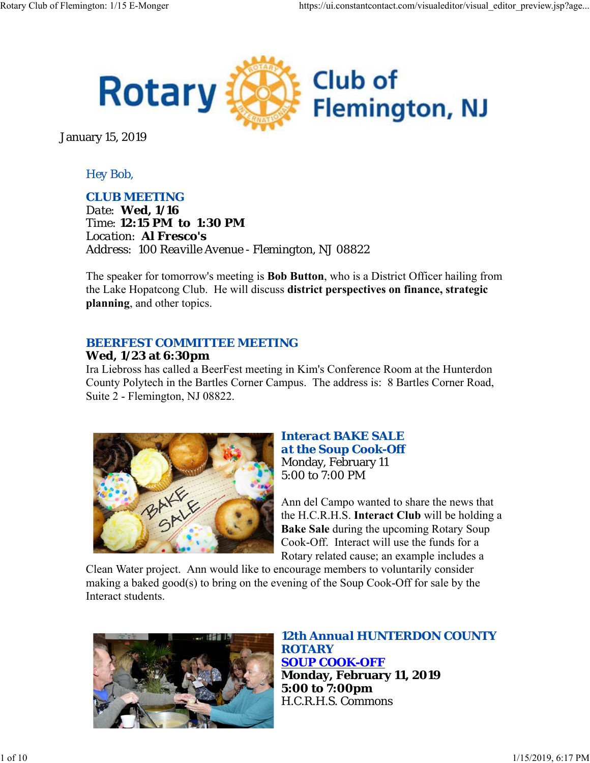January 15, 2019

Hey Bob,

## CLUB MEETING

Date: **Wed, 1/16**
Time: **12:15 PM to 1:30 PM**
Location: **Al Fresco's**
Address: 100 Reaville Avenue - Flemington, NJ 08822

The speaker for tomorrow's meeting is **Bob Button**, who is a District Officer hailing from the Lake Hopatcong Club. He will discuss **district perspectives on finance, strategic planning**, and other topics.

## BEERFEST COMMITTEE MEETING

**Wed, 1/23 at 6:30pm**
Ira Liebross has called a BeerFest meeting in Kim's Conference Room at the Hunterdon County Polytech in the Bartles Corner Campus. The address is: 8 Bartles Corner Road, Suite 2 - Flemington, NJ 08822.

## *Interact BAKE SALE at the Soup Cook-Off*

Monday, February 11
5:00 to 7:00 PM

Ann del Campo wanted to share the news that the H.C.R.H.S. **Interact Club** will be holding a **Bake Sale** during the upcoming Rotary Soup Cook-Off. Interact will use the funds for a Rotary related cause; an example includes a Clean Water project. Ann would like to encourage members to voluntarily consider making a baked good(s) to bring on the evening of the Soup Cook-Off for sale by the Interact students.

## 12th Annual HUNTERDON COUNTY ROTARY SOUP COOK-OFF

**Monday, February 11, 2019**
**5:00 to 7:00pm**
H.C.R.H.S. Commons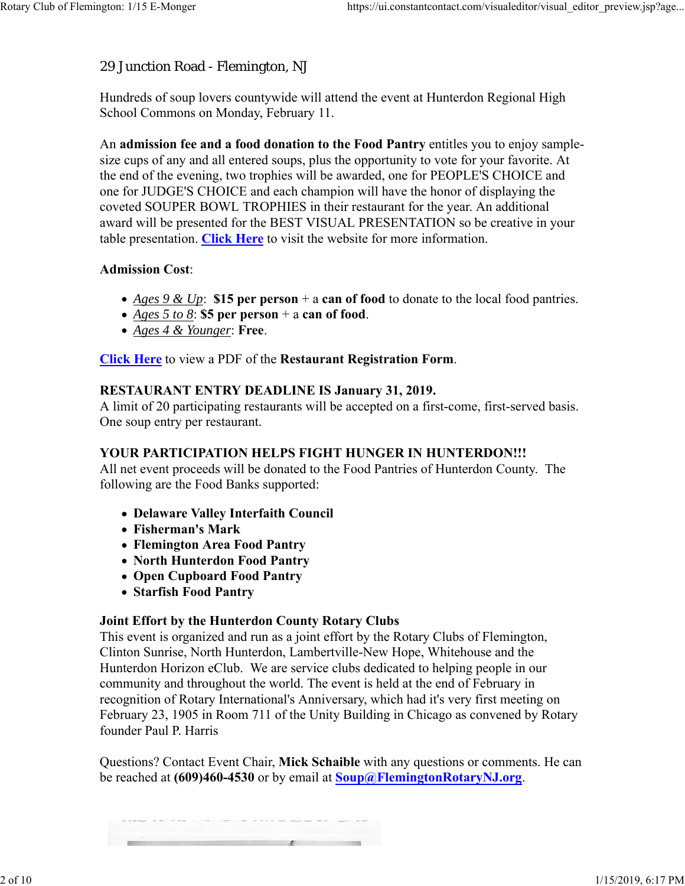29 Junction Road - Flemington, NJ

Hundreds of soup lovers countywide will attend the event at Hunterdon Regional High School Commons on Monday, February 11.

An **admission fee and a food donation to the Food Pantry** entitles you to enjoy sample-size cups of any and all entered soups, plus the opportunity to vote for your favorite. At the end of the evening, two trophies will be awarded, one for PEOPLE'S CHOICE and one for JUDGE'S CHOICE and each champion will have the honor of displaying the coveted SOUPER BOWL TROPHIES in their restaurant for the year. An additional award will be presented for the BEST VISUAL PRESENTATION so be creative in your table presentation. **Click Here** to visit the website for more information.

**Admission Cost**:

- *Ages 9 & Up*: **$15 per person** + a **can of food** to donate to the local food pantries.
- *Ages 5 to 8*: **$5 per person** + a **can of food**.
- *Ages 4 & Younger*: **Free**.

**Click Here** to view a PDF of the **Restaurant Registration Form**.

**RESTAURANT ENTRY DEADLINE IS January 31, 2019.**
A limit of 20 participating restaurants will be accepted on a first-come, first-served basis. One soup entry per restaurant.

**YOUR PARTICIPATION HELPS FIGHT HUNGER IN HUNTERDON!!!**
All net event proceeds will be donated to the Food Pantries of Hunterdon County. The following are the Food Banks supported:

- **Delaware Valley Interfaith Council**
- **Fisherman's Mark**
- **Flemington Area Food Pantry**
- **North Hunterdon Food Pantry**
- **Open Cupboard Food Pantry**
- **Starfish Food Pantry**

**Joint Effort by the Hunterdon County Rotary Clubs**
This event is organized and run as a joint effort by the Rotary Clubs of Flemington, Clinton Sunrise, North Hunterdon, Lambertville-New Hope, Whitehouse and the Hunterdon Horizon eClub. We are service clubs dedicated to helping people in our community and throughout the world. The event is held at the end of February in recognition of Rotary International's Anniversary, which had it's very first meeting on February 23, 1905 in Room 711 of the Unity Building in Chicago as convened by Rotary founder Paul P. Harris

Questions? Contact Event Chair, **Mick Schaible** with any questions or comments. He can be reached at **(609)460-4530** or by email at **Soup@FlemingtonRotaryNJ.org**.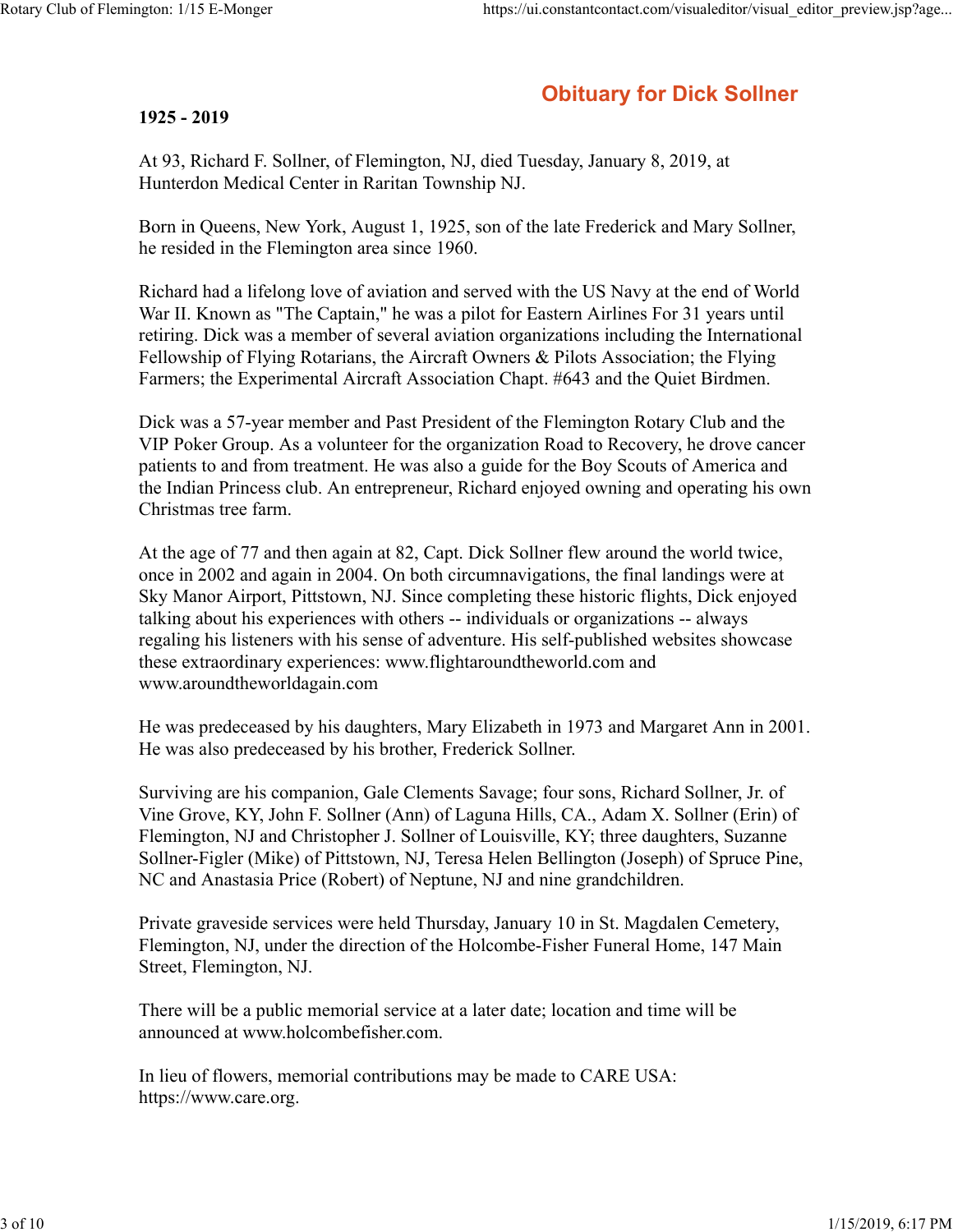## Obituary for Dick Sollner

**1925 - 2019**

At 93, Richard F. Sollner, of Flemington, NJ, died Tuesday, January 8, 2019, at Hunterdon Medical Center in Raritan Township NJ.

Born in Queens, New York, August 1, 1925, son of the late Frederick and Mary Sollner, he resided in the Flemington area since 1960.

Richard had a lifelong love of aviation and served with the US Navy at the end of World War II. Known as "The Captain," he was a pilot for Eastern Airlines For 31 years until retiring. Dick was a member of several aviation organizations including the International Fellowship of Flying Rotarians, the Aircraft Owners & Pilots Association; the Flying Farmers; the Experimental Aircraft Association Chapt. #643 and the Quiet Birdmen.

Dick was a 57-year member and Past President of the Flemington Rotary Club and the VIP Poker Group. As a volunteer for the organization Road to Recovery, he drove cancer patients to and from treatment. He was also a guide for the Boy Scouts of America and the Indian Princess club. An entrepreneur, Richard enjoyed owning and operating his own Christmas tree farm.

At the age of 77 and then again at 82, Capt. Dick Sollner flew around the world twice, once in 2002 and again in 2004. On both circumnavigations, the final landings were at Sky Manor Airport, Pittstown, NJ. Since completing these historic flights, Dick enjoyed talking about his experiences with others -- individuals or organizations -- always regaling his listeners with his sense of adventure. His self-published websites showcase these extraordinary experiences: www.flightaroundtheworld.com and www.aroundtheworldagain.com

He was predeceased by his daughters, Mary Elizabeth in 1973 and Margaret Ann in 2001. He was also predeceased by his brother, Frederick Sollner.

Surviving are his companion, Gale Clements Savage; four sons, Richard Sollner, Jr. of Vine Grove, KY, John F. Sollner (Ann) of Laguna Hills, CA., Adam X. Sollner (Erin) of Flemington, NJ and Christopher J. Sollner of Louisville, KY; three daughters, Suzanne Sollner-Figler (Mike) of Pittstown, NJ, Teresa Helen Bellington (Joseph) of Spruce Pine, NC and Anastasia Price (Robert) of Neptune, NJ and nine grandchildren.

Private graveside services were held Thursday, January 10 in St. Magdalen Cemetery, Flemington, NJ, under the direction of the Holcombe-Fisher Funeral Home, 147 Main Street, Flemington, NJ.

There will be a public memorial service at a later date; location and time will be announced at www.holcombefisher.com.

In lieu of flowers, memorial contributions may be made to CARE USA: https://www.care.org.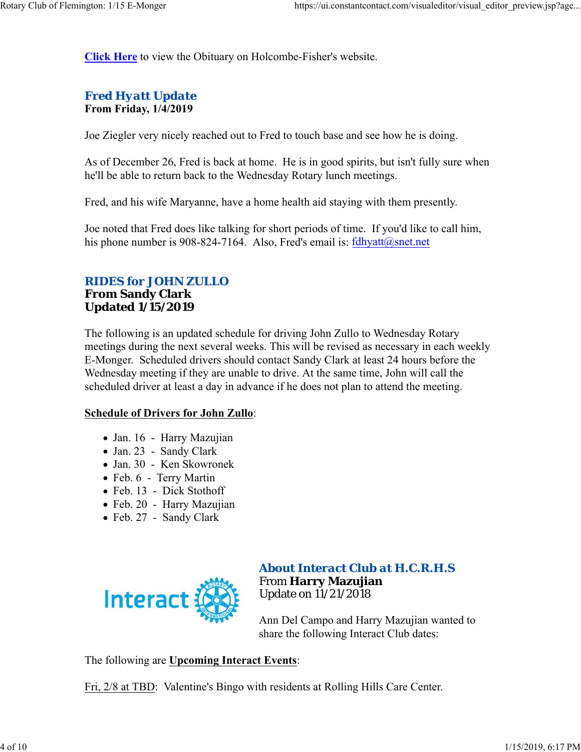**Click Here** to view the Obituary on Holcombe-Fisher's website.

## Fred Hyatt Update
**From Friday, 1/4/2019**

Joe Ziegler very nicely reached out to Fred to touch base and see how he is doing.

As of December 26, Fred is back at home. He is in good spirits, but isn't fully sure when he'll be able to return back to the Wednesday Rotary lunch meetings.

Fred, and his wife Maryanne, have a home health aid staying with them presently.

Joe noted that Fred does like talking for short periods of time. If you'd like to call him, his phone number is 908-824-7164. Also, Fred's email is: fdhyatt@snet.net

## RIDES for JOHN ZULLO
**From Sandy Clark**
**Updated 1/15/2019**

The following is an updated schedule for driving John Zullo to Wednesday Rotary meetings during the next several weeks. This will be revised as necessary in each weekly E-Monger. Scheduled drivers should contact Sandy Clark at least 24 hours before the Wednesday meeting if they are unable to drive. At the same time, John will call the scheduled driver at least a day in advance if he does not plan to attend the meeting.

**Schedule of Drivers for John Zullo**:

- Jan. 16 - Harry Mazujian
- Jan. 23 - Sandy Clark
- Jan. 30 - Ken Skowronek
- Feb. 6 - Terry Martin
- Feb. 13 - Dick Stothoff
- Feb. 20 - Harry Mazujian
- Feb. 27 - Sandy Clark

## About Interact Club at H.C.R.H.S
From **Harry Mazujian**
Update on 11/21/2018

Ann Del Campo and Harry Mazujian wanted to share the following Interact Club dates:

The following are **Upcoming Interact Events**:

Fri, 2/8 at TBD: Valentine's Bingo with residents at Rolling Hills Care Center.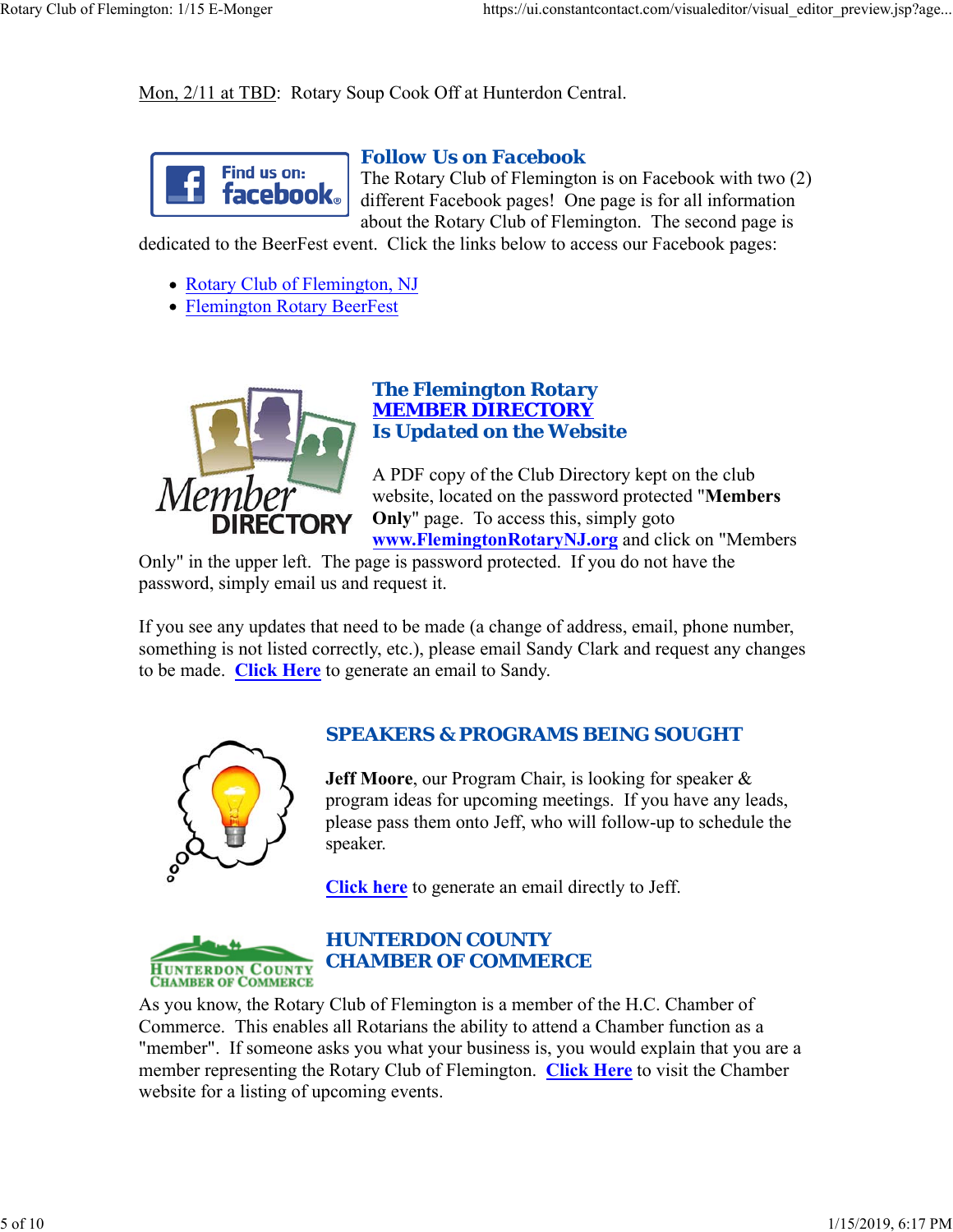Mon, 2/11 at TBD: Rotary Soup Cook Off at Hunterdon Central.

## Follow Us on Facebook

The Rotary Club of Flemington is on Facebook with two (2) different Facebook pages! One page is for all information about the Rotary Club of Flemington. The second page is dedicated to the BeerFest event. Click the links below to access our Facebook pages:

- Rotary Club of Flemington, NJ
- Flemington Rotary BeerFest

## The Flemington Rotary MEMBER DIRECTORY Is Updated on the Website

A PDF copy of the Club Directory kept on the club website, located on the password protected "**Members Only**" page. To access this, simply goto **www.FlemingtonRotaryNJ.org** and click on "Members Only" in the upper left. The page is password protected. If you do not have the password, simply email us and request it.

If you see any updates that need to be made (a change of address, email, phone number, something is not listed correctly, etc.), please email Sandy Clark and request any changes to be made. **Click Here** to generate an email to Sandy.

## SPEAKERS & PROGRAMS BEING SOUGHT

**Jeff Moore**, our Program Chair, is looking for speaker & program ideas for upcoming meetings. If you have any leads, please pass them onto Jeff, who will follow-up to schedule the speaker.

**Click here** to generate an email directly to Jeff.

## HUNTERDON COUNTY CHAMBER OF COMMERCE

As you know, the Rotary Club of Flemington is a member of the H.C. Chamber of Commerce. This enables all Rotarians the ability to attend a Chamber function as a "member". If someone asks you what your business is, you would explain that you are a member representing the Rotary Club of Flemington. **Click Here** to visit the Chamber website for a listing of upcoming events.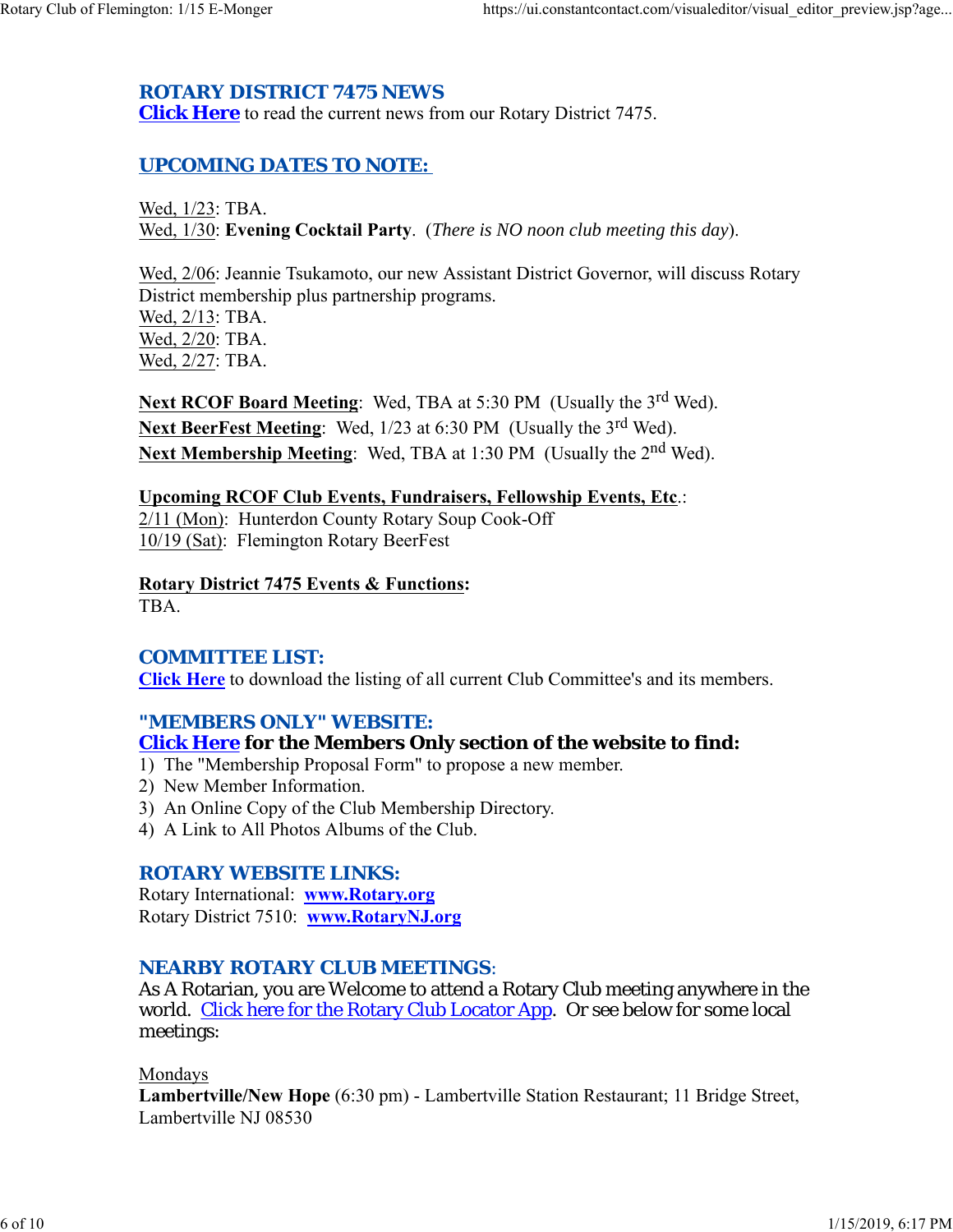## ROTARY DISTRICT 7475 NEWS

**Click Here** to read the current news from our Rotary District 7475.

## UPCOMING DATES TO NOTE:

Wed, 1/23: TBA.
Wed, 1/30: **Evening Cocktail Party**. (*There is NO noon club meeting this day*).

Wed, 2/06: Jeannie Tsukamoto, our new Assistant District Governor, will discuss Rotary District membership plus partnership programs.
Wed, 2/13: TBA.
Wed, 2/20: TBA.
Wed, 2/27: TBA.

**Next RCOF Board Meeting**: Wed, TBA at 5:30 PM (Usually the 3rd Wed).
**Next BeerFest Meeting**: Wed, 1/23 at 6:30 PM (Usually the 3rd Wed).
**Next Membership Meeting**: Wed, TBA at 1:30 PM (Usually the 2nd Wed).

**Upcoming RCOF Club Events, Fundraisers, Fellowship Events, Etc**.:
2/11 (Mon): Hunterdon County Rotary Soup Cook-Off
10/19 (Sat): Flemington Rotary BeerFest

**Rotary District 7475 Events & Functions:**
TBA.

## COMMITTEE LIST:

**Click Here** to download the listing of all current Club Committee's and its members.

## "MEMBERS ONLY" WEBSITE:

**Click Here for the Members Only section of the website to find:**

1) The "Membership Proposal Form" to propose a new member.
2) New Member Information.
3) An Online Copy of the Club Membership Directory.
4) A Link to All Photos Albums of the Club.

## ROTARY WEBSITE LINKS:

Rotary International: **www.Rotary.org**
Rotary District 7510: **www.RotaryNJ.org**

## NEARBY ROTARY CLUB MEETINGS:

As A Rotarian, you are Welcome to attend a Rotary Club meeting anywhere in the world. Click here for the Rotary Club Locator App. Or see below for some local meetings:

Mondays
**Lambertville/New Hope** (6:30 pm) - Lambertville Station Restaurant; 11 Bridge Street, Lambertville NJ 08530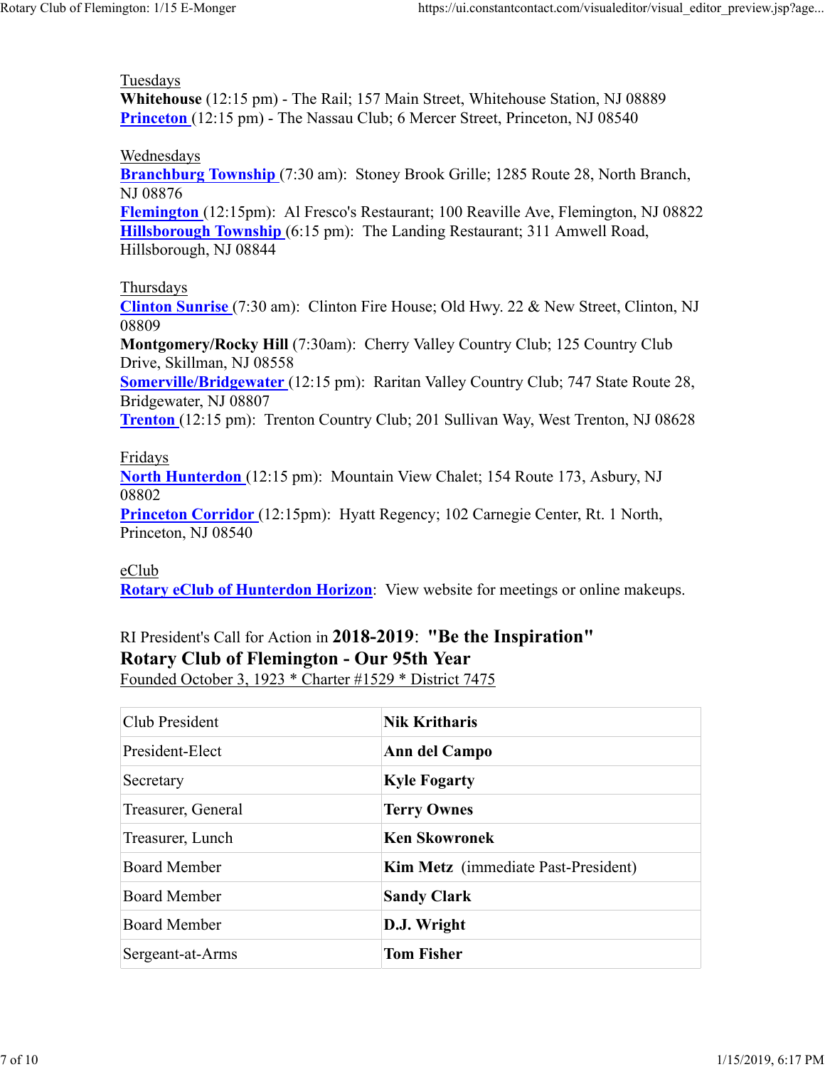Tuesdays
**Whitehouse** (12:15 pm) - The Rail; 157 Main Street, Whitehouse Station, NJ 08889
**Princeton** (12:15 pm) - The Nassau Club; 6 Mercer Street, Princeton, NJ 08540

Wednesdays
**Branchburg Township** (7:30 am): Stoney Brook Grille; 1285 Route 28, North Branch, NJ 08876
**Flemington** (12:15pm): Al Fresco's Restaurant; 100 Reaville Ave, Flemington, NJ 08822
**Hillsborough Township** (6:15 pm): The Landing Restaurant; 311 Amwell Road, Hillsborough, NJ 08844

Thursdays
**Clinton Sunrise** (7:30 am): Clinton Fire House; Old Hwy. 22 & New Street, Clinton, NJ 08809
**Montgomery/Rocky Hill** (7:30am): Cherry Valley Country Club; 125 Country Club Drive, Skillman, NJ 08558
**Somerville/Bridgewater** (12:15 pm): Raritan Valley Country Club; 747 State Route 28, Bridgewater, NJ 08807
**Trenton** (12:15 pm): Trenton Country Club; 201 Sullivan Way, West Trenton, NJ 08628

Fridays
**North Hunterdon** (12:15 pm): Mountain View Chalet; 154 Route 173, Asbury, NJ 08802
**Princeton Corridor** (12:15pm): Hyatt Regency; 102 Carnegie Center, Rt. 1 North, Princeton, NJ 08540

eClub
**Rotary eClub of Hunterdon Horizon**: View website for meetings or online makeups.

RI President's Call for Action in **2018-2019**: **"Be the Inspiration"**
**Rotary Club of Flemington - Our 95th Year**
Founded October 3, 1923 * Charter #1529 * District 7475

| Club President | **Nik Kritharis** |
|---|---|
| President-Elect | **Ann del Campo** |
| Secretary | **Kyle Fogarty** |
| Treasurer, General | **Terry Ownes** |
| Treasurer, Lunch | **Ken Skowronek** |
| Board Member | **Kim Metz** (immediate Past-President) |
| Board Member | **Sandy Clark** |
| Board Member | **D.J. Wright** |
| Sergeant-at-Arms | **Tom Fisher** |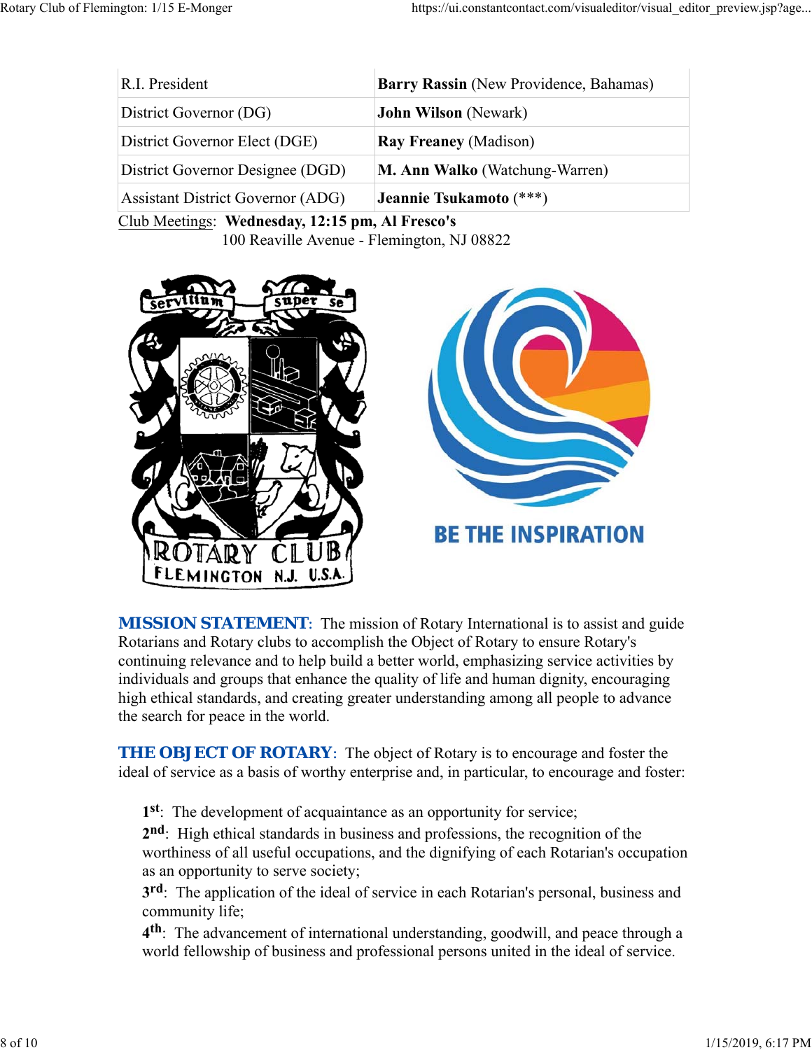| | |
|---|---|
| R.I. President | **Barry Rassin** (New Providence, Bahamas) |
| District Governor (DG) | **John Wilson** (Newark) |
| District Governor Elect (DGE) | **Ray Freaney** (Madison) |
| District Governor Designee (DGD) | **M. Ann Walko** (Watchung-Warren) |
| Assistant District Governor (ADG) | **Jeannie Tsukamoto** (***) |

Club Meetings: **Wednesday, 12:15 pm, Al Fresco's**
100 Reaville Avenue - Flemington, NJ 08822

**MISSION STATEMENT**: The mission of Rotary International is to assist and guide Rotarians and Rotary clubs to accomplish the Object of Rotary to ensure Rotary's continuing relevance and to help build a better world, emphasizing service activities by individuals and groups that enhance the quality of life and human dignity, encouraging high ethical standards, and creating greater understanding among all people to advance the search for peace in the world.

**THE OBJECT OF ROTARY**: The object of Rotary is to encourage and foster the ideal of service as a basis of worthy enterprise and, in particular, to encourage and foster:

**1st**: The development of acquaintance as an opportunity for service;
**2nd**: High ethical standards in business and professions, the recognition of the worthiness of all useful occupations, and the dignifying of each Rotarian's occupation as an opportunity to serve society;
**3rd**: The application of the ideal of service in each Rotarian's personal, business and community life;
**4th**: The advancement of international understanding, goodwill, and peace through a world fellowship of business and professional persons united in the ideal of service.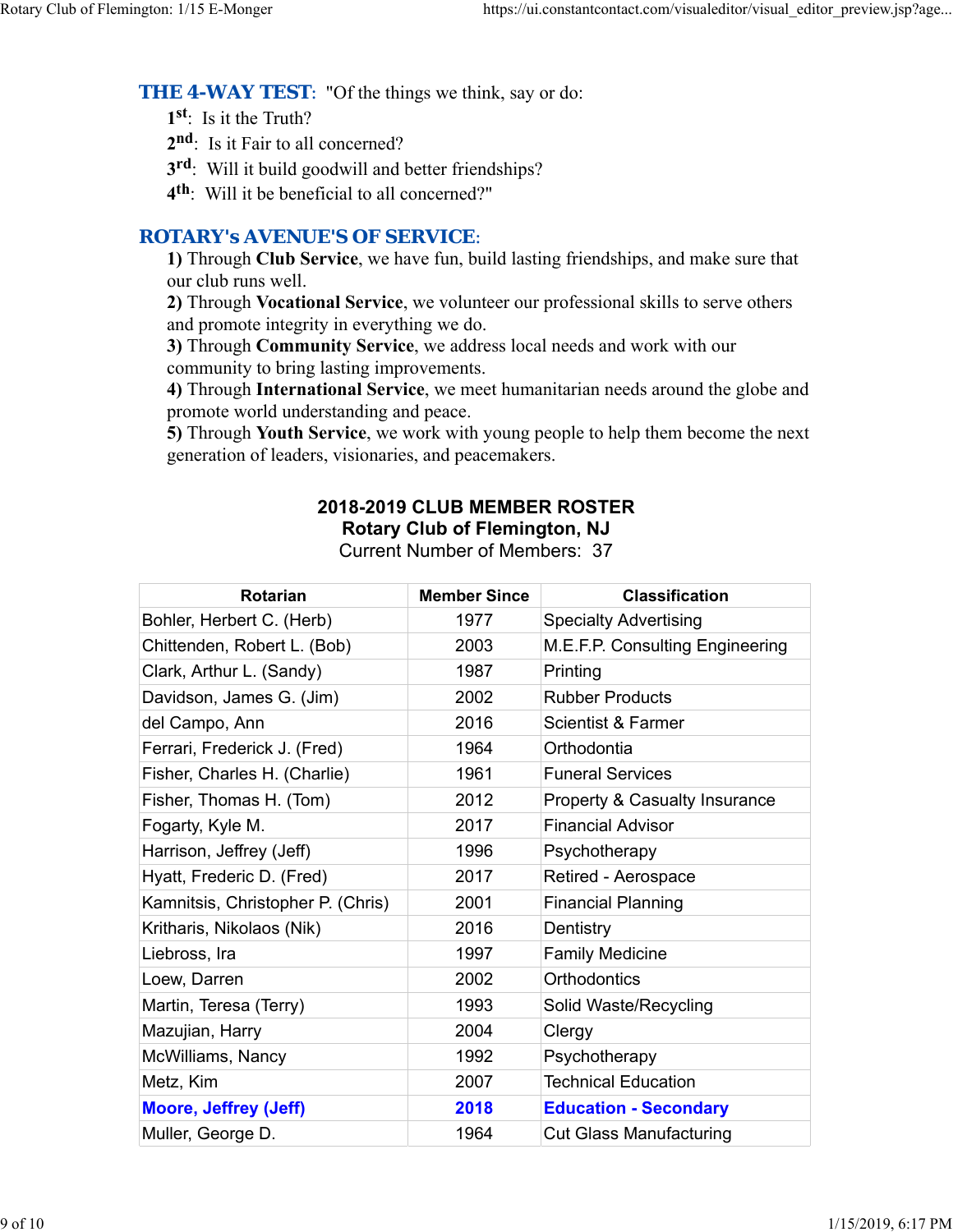**THE 4-WAY TEST**: "Of the things we think, say or do:

1st: Is it the Truth?

2nd: Is it Fair to all concerned?

3rd: Will it build goodwill and better friendships?

4th: Will it be beneficial to all concerned?"

**ROTARY's AVENUE'S OF SERVICE**:

**1)** Through **Club Service**, we have fun, build lasting friendships, and make sure that our club runs well.

**2)** Through **Vocational Service**, we volunteer our professional skills to serve others and promote integrity in everything we do.

**3)** Through **Community Service**, we address local needs and work with our community to bring lasting improvements.

**4)** Through **International Service**, we meet humanitarian needs around the globe and promote world understanding and peace.

**5)** Through **Youth Service**, we work with young people to help them become the next generation of leaders, visionaries, and peacemakers.

**2018-2019 CLUB MEMBER ROSTER**
**Rotary Club of Flemington, NJ**
Current Number of Members: 37

| Rotarian | Member Since | Classification |
|---|---|---|
| Bohler, Herbert C. (Herb) | 1977 | Specialty Advertising |
| Chittenden, Robert L. (Bob) | 2003 | M.E.F.P. Consulting Engineering |
| Clark, Arthur L. (Sandy) | 1987 | Printing |
| Davidson, James G. (Jim) | 2002 | Rubber Products |
| del Campo, Ann | 2016 | Scientist & Farmer |
| Ferrari, Frederick J. (Fred) | 1964 | Orthodontia |
| Fisher, Charles H. (Charlie) | 1961 | Funeral Services |
| Fisher, Thomas H. (Tom) | 2012 | Property & Casualty Insurance |
| Fogarty, Kyle M. | 2017 | Financial Advisor |
| Harrison, Jeffrey (Jeff) | 1996 | Psychotherapy |
| Hyatt, Frederic D. (Fred) | 2017 | Retired - Aerospace |
| Kamnitsis, Christopher P. (Chris) | 2001 | Financial Planning |
| Kritharis, Nikolaos (Nik) | 2016 | Dentistry |
| Liebross, Ira | 1997 | Family Medicine |
| Loew, Darren | 2002 | Orthodontics |
| Martin, Teresa (Terry) | 1993 | Solid Waste/Recycling |
| Mazujian, Harry | 2004 | Clergy |
| McWilliams, Nancy | 1992 | Psychotherapy |
| Metz, Kim | 2007 | Technical Education |
| **Moore, Jeffrey (Jeff)** | **2018** | **Education - Secondary** |
| Muller, George D. | 1964 | Cut Glass Manufacturing |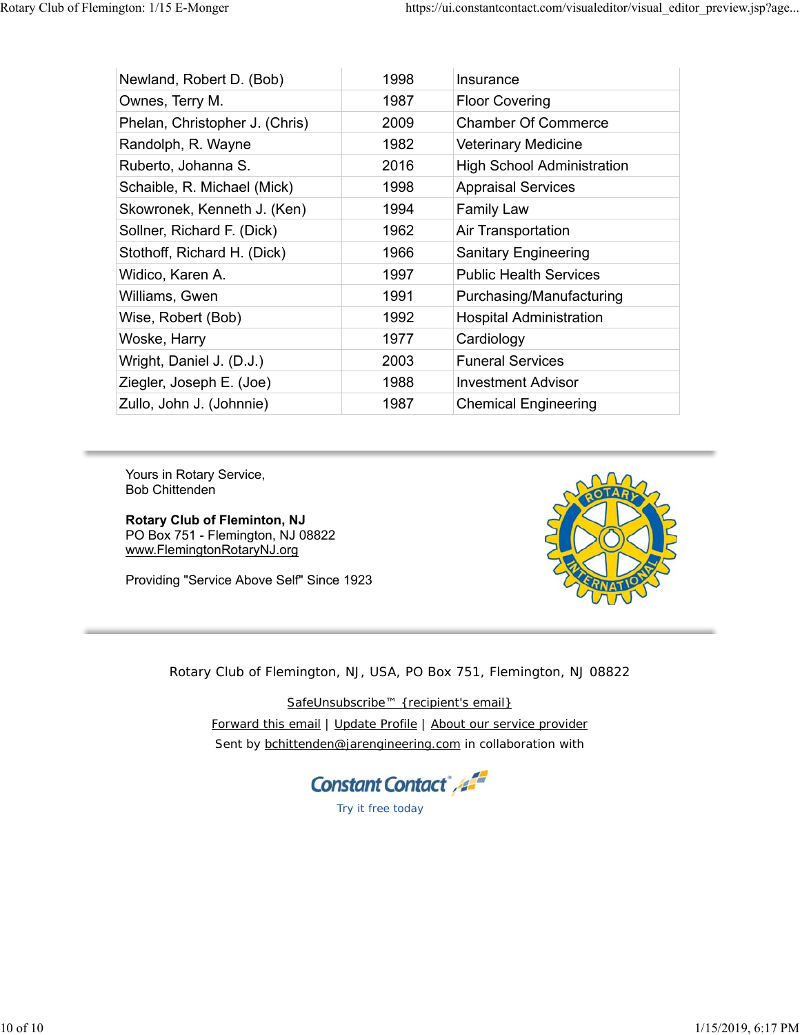| | | |
|---|---|---|
| Newland, Robert D. (Bob) | 1998 | Insurance |
| Ownes, Terry M. | 1987 | Floor Covering |
| Phelan, Christopher J. (Chris) | 2009 | Chamber Of Commerce |
| Randolph, R. Wayne | 1982 | Veterinary Medicine |
| Ruberto, Johanna S. | 2016 | High School Administration |
| Schaible, R. Michael (Mick) | 1998 | Appraisal Services |
| Skowronek, Kenneth J. (Ken) | 1994 | Family Law |
| Sollner, Richard F. (Dick) | 1962 | Air Transportation |
| Stothoff, Richard H. (Dick) | 1966 | Sanitary Engineering |
| Widico, Karen A. | 1997 | Public Health Services |
| Williams, Gwen | 1991 | Purchasing/Manufacturing |
| Wise, Robert (Bob) | 1992 | Hospital Administration |
| Woske, Harry | 1977 | Cardiology |
| Wright, Daniel J. (D.J.) | 2003 | Funeral Services |
| Ziegler, Joseph E. (Joe) | 1988 | Investment Advisor |
| Zullo, John J. (Johnnie) | 1987 | Chemical Engineering |

Yours in Rotary Service,
Bob Chittenden

**Rotary Club of Fleminton, NJ**
PO Box 751 - Flemington, NJ 08822
www.FlemingtonRotaryNJ.org

Providing "Service Above Self" Since 1923

Rotary Club of Flemington, NJ, USA, PO Box 751, Flemington, NJ 08822

SafeUnsubscribe™ {recipient's email}

Forward this email | Update Profile | About our service provider

Sent by bchittenden@jarengineering.com in collaboration with

Constant Contact

Try it free today